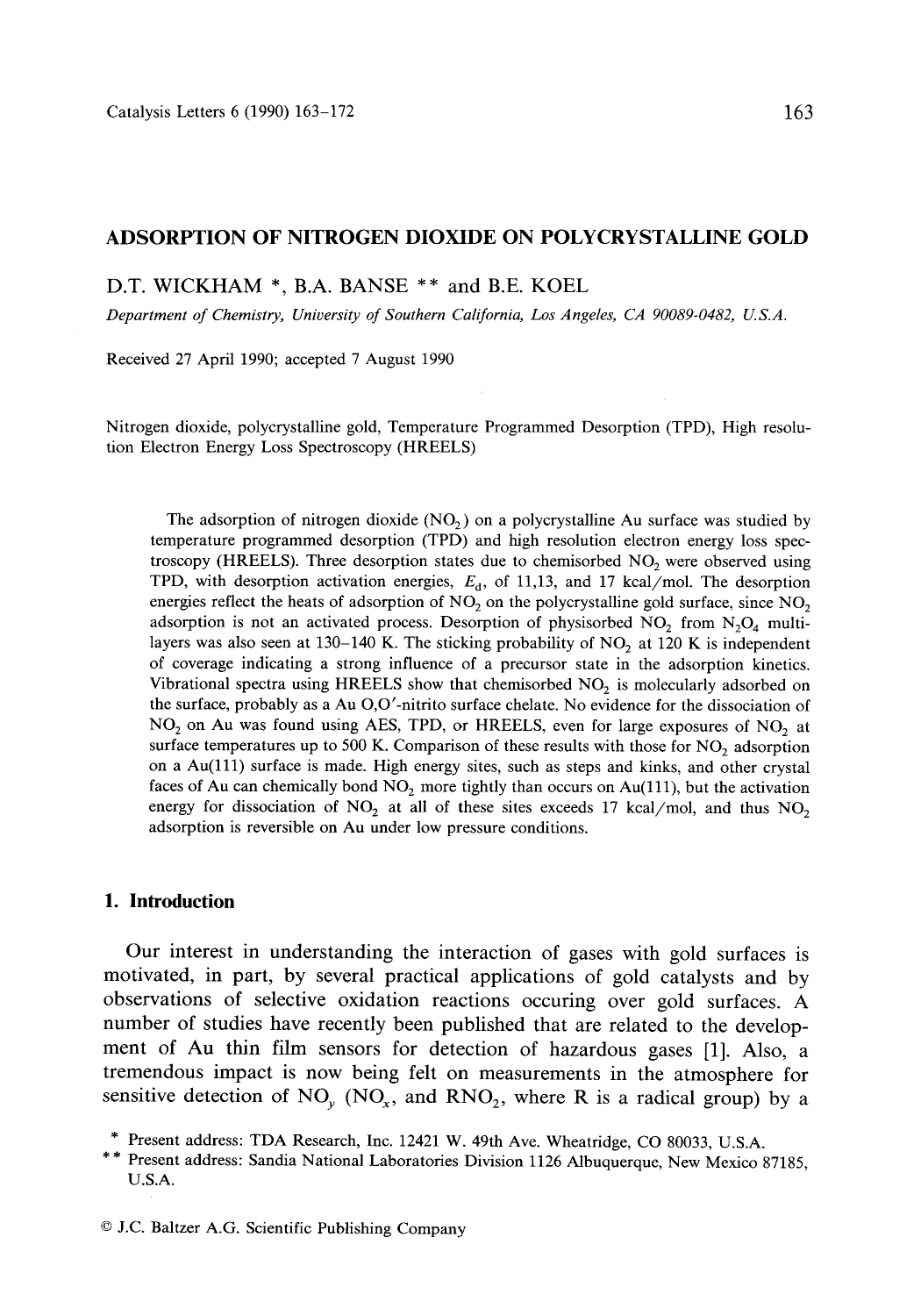# ADSORPTION OF NITROGEN DIOXIDE ON POLYCRYSTALLINE GOLD

D.T. WICKHAM *, B.A. BANSE ** and B.E. KOEL

*Department of Chemistry, University of Southern California, Los Angeles, CA 90089-0482, U.S.A.*

Received 27 April 1990; accepted 7 August 1990

Nitrogen dioxide, polycrystalline gold, Temperature Programmed Desorption (TPD), High resolution Electron Energy Loss Spectroscopy (HREELS)

The adsorption of nitrogen dioxide ($NO_2$) on a polycrystalline Au surface was studied by temperature programmed desorption (TPD) and high resolution electron energy loss spectroscopy (HREELS). Three desorption states due to chemisorbed $NO_2$ were observed using TPD, with desorption activation energies, $E_d$, of 11,13, and 17 kcal/mol. The desorption energies reflect the heats of adsorption of $NO_2$ on the polycrystalline gold surface, since $NO_2$ adsorption is not an activated process. Desorption of physisorbed $NO_2$ from $N_2O_4$ multilayers was also seen at 130–140 K. The sticking probability of $NO_2$ at 120 K is independent of coverage indicating a strong influence of a precursor state in the adsorption kinetics. Vibrational spectra using HREELS show that chemisorbed $NO_2$ is molecularly adsorbed on the surface, probably as a Au O,O′-nitrito surface chelate. No evidence for the dissociation of $NO_2$ on Au was found using AES, TPD, or HREELS, even for large exposures of $NO_2$ at surface temperatures up to 500 K. Comparison of these results with those for $NO_2$ adsorption on a Au(111) surface is made. High energy sites, such as steps and kinks, and other crystal faces of Au can chemically bond $NO_2$ more tightly than occurs on Au(111), but the activation energy for dissociation of $NO_2$ at all of these sites exceeds 17 kcal/mol, and thus $NO_2$ adsorption is reversible on Au under low pressure conditions.

## 1. Introduction

Our interest in understanding the interaction of gases with gold surfaces is motivated, in part, by several practical applications of gold catalysts and by observations of selective oxidation reactions occuring over gold surfaces. A number of studies have recently been published that are related to the development of Au thin film sensors for detection of hazardous gases [1]. Also, a tremendous impact is now being felt on measurements in the atmosphere for sensitive detection of $NO_y$ ($NO_x$, and $RNO_2$, where R is a radical group) by a

\* Present address: TDA Research, Inc. 12421 W. 49th Ave. Wheatridge, CO 80033, U.S.A.

\*\* Present address: Sandia National Laboratories Division 1126 Albuquerque, New Mexico 87185, U.S.A.

© J.C. Baltzer A.G. Scientific Publishing Company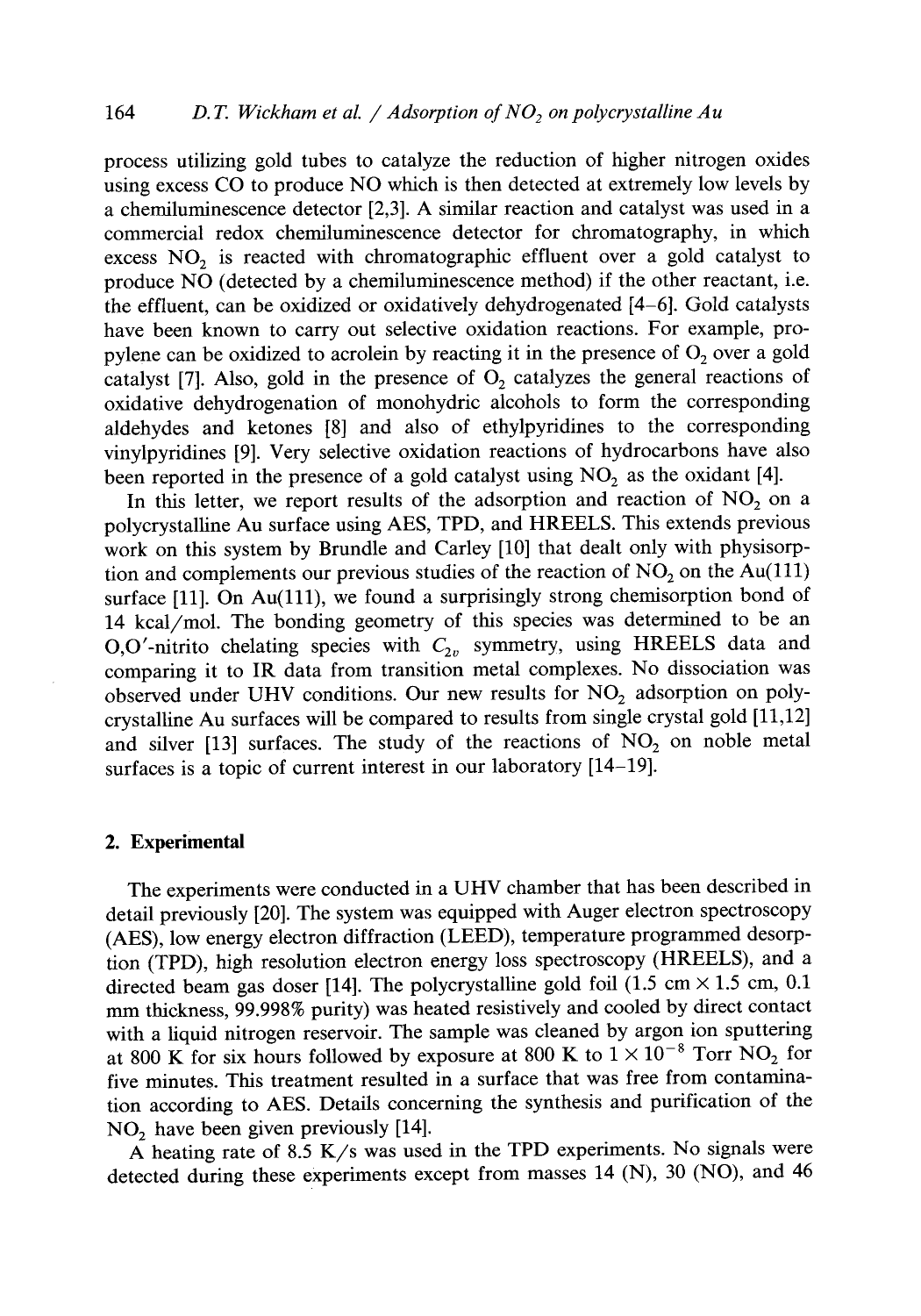process utilizing gold tubes to catalyze the reduction of higher nitrogen oxides using excess CO to produce NO which is then detected at extremely low levels by a chemiluminescence detector [2,3]. A similar reaction and catalyst was used in a commercial redox chemiluminescence detector for chromatography, in which excess $NO_2$ is reacted with chromatographic effluent over a gold catalyst to produce NO (detected by a chemiluminescence method) if the other reactant, i.e. the effluent, can be oxidized or oxidatively dehydrogenated [4–6]. Gold catalysts have been known to carry out selective oxidation reactions. For example, propylene can be oxidized to acrolein by reacting it in the presence of $O_2$ over a gold catalyst [7]. Also, gold in the presence of $O_2$ catalyzes the general reactions of oxidative dehydrogenation of monohydric alcohols to form the corresponding aldehydes and ketones [8] and also of ethylpyridines to the corresponding vinylpyridines [9]. Very selective oxidation reactions of hydrocarbons have also been reported in the presence of a gold catalyst using $NO_2$ as the oxidant [4].

In this letter, we report results of the adsorption and reaction of $NO_2$ on a polycrystalline Au surface using AES, TPD, and HREELS. This extends previous work on this system by Brundle and Carley [10] that dealt only with physisorption and complements our previous studies of the reaction of $NO_2$ on the Au(111) surface [11]. On Au(111), we found a surprisingly strong chemisorption bond of 14 kcal/mol. The bonding geometry of this species was determined to be an O,O′-nitrito chelating species with $C_{2v}$ symmetry, using HREELS data and comparing it to IR data from transition metal complexes. No dissociation was observed under UHV conditions. Our new results for $NO_2$ adsorption on polycrystalline Au surfaces will be compared to results from single crystal gold [11,12] and silver [13] surfaces. The study of the reactions of $NO_2$ on noble metal surfaces is a topic of current interest in our laboratory [14–19].

## 2. Experimental

The experiments were conducted in a UHV chamber that has been described in detail previously [20]. The system was equipped with Auger electron spectroscopy (AES), low energy electron diffraction (LEED), temperature programmed desorption (TPD), high resolution electron energy loss spectroscopy (HREELS), and a directed beam gas doser [14]. The polycrystalline gold foil (1.5 cm × 1.5 cm, 0.1 mm thickness, 99.998% purity) was heated resistively and cooled by direct contact with a liquid nitrogen reservoir. The sample was cleaned by argon ion sputtering at 800 K for six hours followed by exposure at 800 K to $1 \times 10^{-8}$ Torr $NO_2$ for five minutes. This treatment resulted in a surface that was free from contamination according to AES. Details concerning the synthesis and purification of the $NO_2$ have been given previously [14].

A heating rate of 8.5 K/s was used in the TPD experiments. No signals were detected during these experiments except from masses 14 (N), 30 (NO), and 46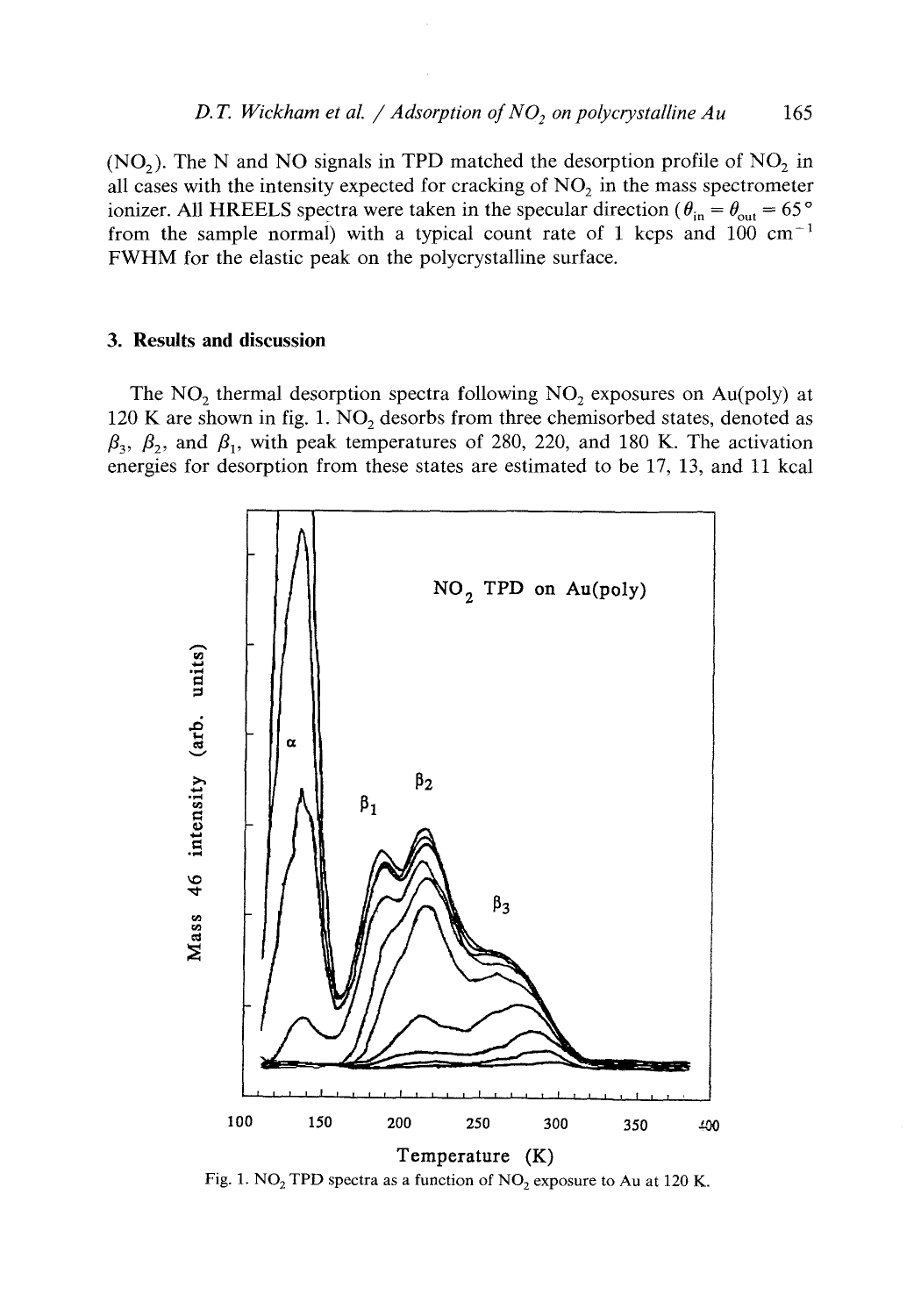($NO_2$). The N and NO signals in TPD matched the desorption profile of $NO_2$ in all cases with the intensity expected for cracking of $NO_2$ in the mass spectrometer ionizer. All HREELS spectra were taken in the specular direction ($\theta_{in} = \theta_{out} = 65°$ from the sample normal) with a typical count rate of 1 kcps and 100 $cm^{-1}$ FWHM for the elastic peak on the polycrystalline surface.

## 3. Results and discussion

The $NO_2$ thermal desorption spectra following $NO_2$ exposures on Au(poly) at 120 K are shown in fig. 1. $NO_2$ desorbs from three chemisorbed states, denoted as $\beta_3$, $\beta_2$, and $\beta_1$, with peak temperatures of 280, 220, and 180 K. The activation energies for desorption from these states are estimated to be 17, 13, and 11 kcal

Fig. 1. $NO_2$ TPD spectra as a function of $NO_2$ exposure to Au at 120 K.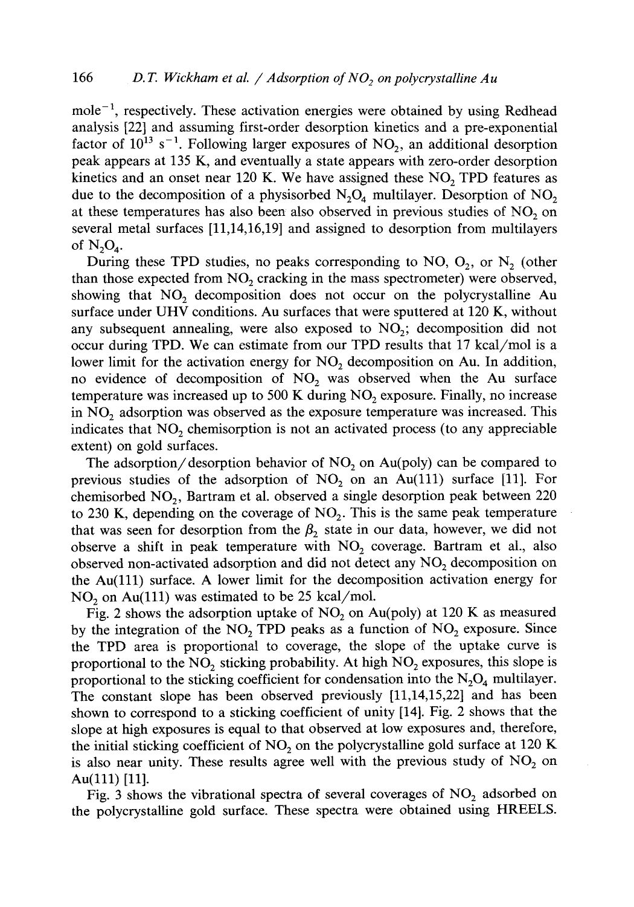mole$^{-1}$, respectively. These activation energies were obtained by using Redhead analysis [22] and assuming first-order desorption kinetics and a pre-exponential factor of $10^{13}$ s$^{-1}$. Following larger exposures of $NO_2$, an additional desorption peak appears at 135 K, and eventually a state appears with zero-order desorption kinetics and an onset near 120 K. We have assigned these $NO_2$ TPD features as due to the decomposition of a physisorbed $N_2O_4$ multilayer. Desorption of $NO_2$ at these temperatures has also been also observed in previous studies of $NO_2$ on several metal surfaces [11,14,16,19] and assigned to desorption from multilayers of $N_2O_4$.

During these TPD studies, no peaks corresponding to NO, $O_2$, or $N_2$ (other than those expected from $NO_2$ cracking in the mass spectrometer) were observed, showing that $NO_2$ decomposition does not occur on the polycrystalline Au surface under UHV conditions. Au surfaces that were sputtered at 120 K, without any subsequent annealing, were also exposed to $NO_2$; decomposition did not occur during TPD. We can estimate from our TPD results that 17 kcal/mol is a lower limit for the activation energy for $NO_2$ decomposition on Au. In addition, no evidence of decomposition of $NO_2$ was observed when the Au surface temperature was increased up to 500 K during $NO_2$ exposure. Finally, no increase in $NO_2$ adsorption was observed as the exposure temperature was increased. This indicates that $NO_2$ chemisorption is not an activated process (to any appreciable extent) on gold surfaces.

The adsorption/desorption behavior of $NO_2$ on Au(poly) can be compared to previous studies of the adsorption of $NO_2$ on an Au(111) surface [11]. For chemisorbed $NO_2$, Bartram et al. observed a single desorption peak between 220 to 230 K, depending on the coverage of $NO_2$. This is the same peak temperature that was seen for desorption from the $\beta_2$ state in our data, however, we did not observe a shift in peak temperature with $NO_2$ coverage. Bartram et al., also observed non-activated adsorption and did not detect any $NO_2$ decomposition on the Au(111) surface. A lower limit for the decomposition activation energy for $NO_2$ on Au(111) was estimated to be 25 kcal/mol.

Fig. 2 shows the adsorption uptake of $NO_2$ on Au(poly) at 120 K as measured by the integration of the $NO_2$ TPD peaks as a function of $NO_2$ exposure. Since the TPD area is proportional to coverage, the slope of the uptake curve is proportional to the $NO_2$ sticking probability. At high $NO_2$ exposures, this slope is proportional to the sticking coefficient for condensation into the $N_2O_4$ multilayer. The constant slope has been observed previously [11,14,15,22] and has been shown to correspond to a sticking coefficient of unity [14]. Fig. 2 shows that the slope at high exposures is equal to that observed at low exposures and, therefore, the initial sticking coefficient of $NO_2$ on the polycrystalline gold surface at 120 K is also near unity. These results agree well with the previous study of $NO_2$ on Au(111) [11].

Fig. 3 shows the vibrational spectra of several coverages of $NO_2$ adsorbed on the polycrystalline gold surface. These spectra were obtained using HREELS.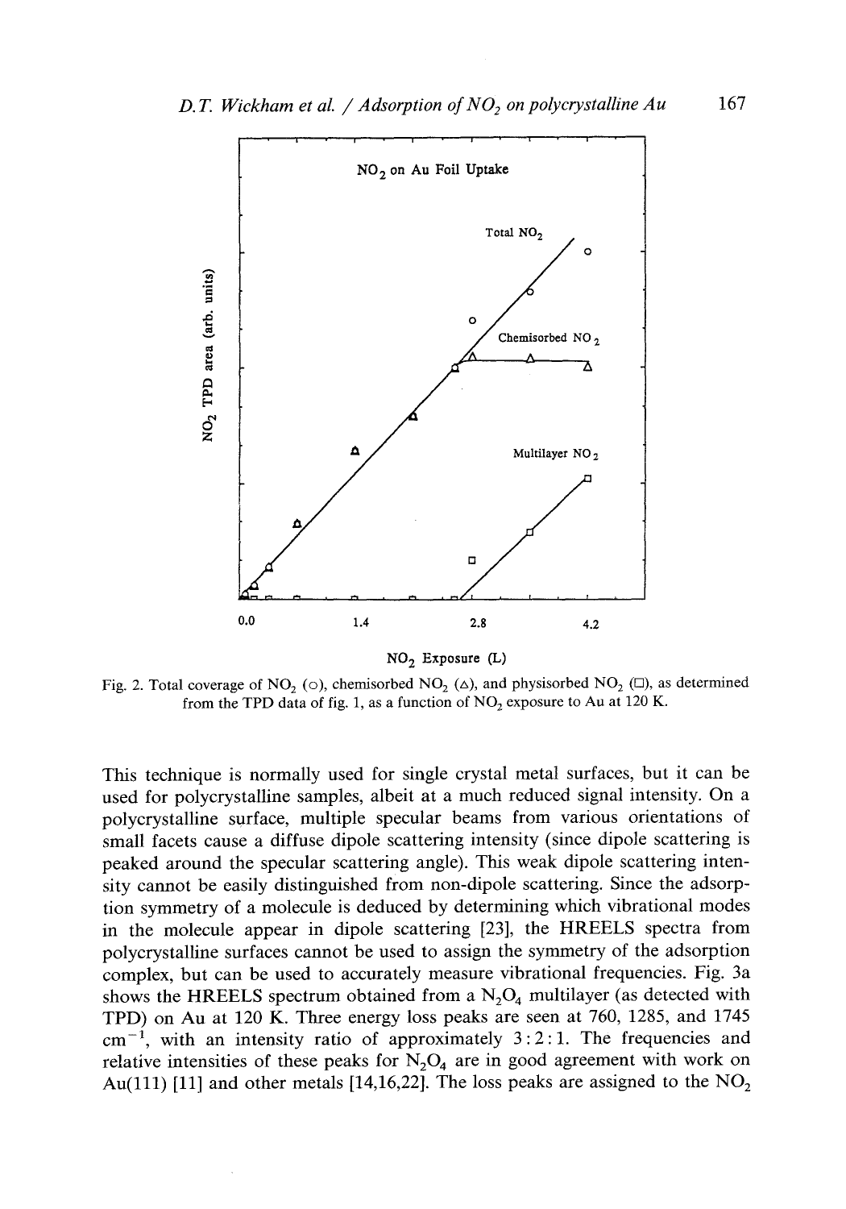Fig. 2. Total coverage of $NO_2$ (○), chemisorbed $NO_2$ (△), and physisorbed $NO_2$ (□), as determined from the TPD data of fig. 1, as a function of $NO_2$ exposure to Au at 120 K.

This technique is normally used for single crystal metal surfaces, but it can be used for polycrystalline samples, albeit at a much reduced signal intensity. On a polycrystalline surface, multiple specular beams from various orientations of small facets cause a diffuse dipole scattering intensity (since dipole scattering is peaked around the specular scattering angle). This weak dipole scattering intensity cannot be easily distinguished from non-dipole scattering. Since the adsorption symmetry of a molecule is deduced by determining which vibrational modes in the molecule appear in dipole scattering [23], the HREELS spectra from polycrystalline surfaces cannot be used to assign the symmetry of the adsorption complex, but can be used to accurately measure vibrational frequencies. Fig. 3a shows the HREELS spectrum obtained from a $N_2O_4$ multilayer (as detected with TPD) on Au at 120 K. Three energy loss peaks are seen at 760, 1285, and 1745 $cm^{-1}$, with an intensity ratio of approximately 3 : 2 : 1. The frequencies and relative intensities of these peaks for $N_2O_4$ are in good agreement with work on Au(111) [11] and other metals [14,16,22]. The loss peaks are assigned to the $NO_2$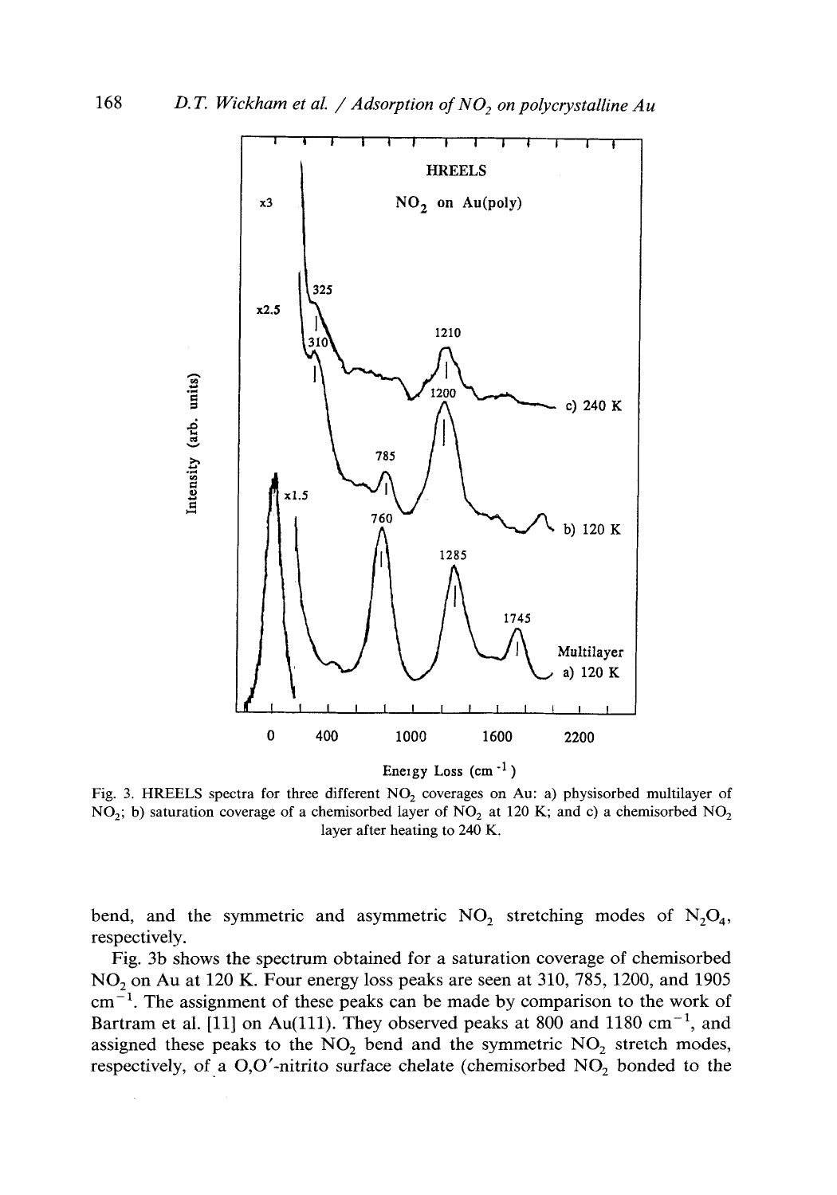Fig. 3. HREELS spectra for three different $NO_2$ coverages on Au: a) physisorbed multilayer of $NO_2$; b) saturation coverage of a chemisorbed layer of $NO_2$ at 120 K; and c) a chemisorbed $NO_2$ layer after heating to 240 K.

bend, and the symmetric and asymmetric $NO_2$ stretching modes of $N_2O_4$, respectively.

Fig. 3b shows the spectrum obtained for a saturation coverage of chemisorbed $NO_2$ on Au at 120 K. Four energy loss peaks are seen at 310, 785, 1200, and 1905 $cm^{-1}$. The assignment of these peaks can be made by comparison to the work of Bartram et al. [11] on Au(111). They observed peaks at 800 and 1180 $cm^{-1}$, and assigned these peaks to the $NO_2$ bend and the symmetric $NO_2$ stretch modes, respectively, of a O,O′-nitrito surface chelate (chemisorbed $NO_2$ bonded to the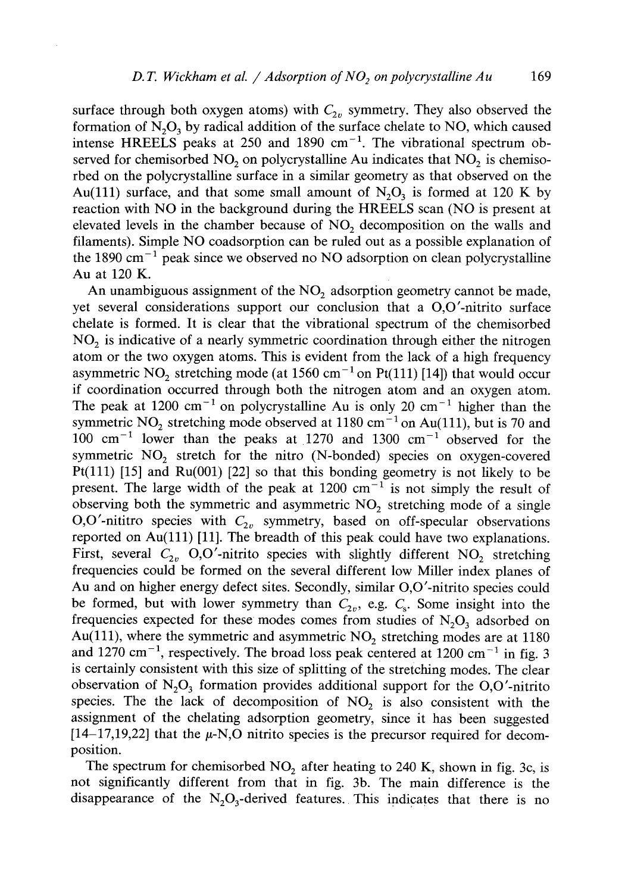surface through both oxygen atoms) with $C_{2v}$ symmetry. They also observed the formation of $N_2O_3$ by radical addition of the surface chelate to NO, which caused intense HREELS peaks at 250 and 1890 $cm^{-1}$. The vibrational spectrum observed for chemisorbed $NO_2$ on polycrystalline Au indicates that $NO_2$ is chemisorbed on the polycrystalline surface in a similar geometry as that observed on the Au(111) surface, and that some small amount of $N_2O_3$ is formed at 120 K by reaction with NO in the background during the HREELS scan (NO is present at elevated levels in the chamber because of $NO_2$ decomposition on the walls and filaments). Simple NO coadsorption can be ruled out as a possible explanation of the 1890 $cm^{-1}$ peak since we observed no NO adsorption on clean polycrystalline Au at 120 K.

An unambiguous assignment of the $NO_2$ adsorption geometry cannot be made, yet several considerations support our conclusion that a O,O′-nitrito surface chelate is formed. It is clear that the vibrational spectrum of the chemisorbed $NO_2$ is indicative of a nearly symmetric coordination through either the nitrogen atom or the two oxygen atoms. This is evident from the lack of a high frequency asymmetric $NO_2$ stretching mode (at 1560 $cm^{-1}$ on Pt(111) [14]) that would occur if coordination occurred through both the nitrogen atom and an oxygen atom. The peak at 1200 $cm^{-1}$ on polycrystalline Au is only 20 $cm^{-1}$ higher than the symmetric $NO_2$ stretching mode observed at 1180 $cm^{-1}$ on Au(111), but is 70 and 100 $cm^{-1}$ lower than the peaks at 1270 and 1300 $cm^{-1}$ observed for the symmetric $NO_2$ stretch for the nitro (N-bonded) species on oxygen-covered Pt(111) [15] and Ru(001) [22] so that this bonding geometry is not likely to be present. The large width of the peak at 1200 $cm^{-1}$ is not simply the result of observing both the symmetric and asymmetric $NO_2$ stretching mode of a single O,O′-nititro species with $C_{2v}$ symmetry, based on off-specular observations reported on Au(111) [11]. The breadth of this peak could have two explanations. First, several $C_{2v}$ O,O′-nitrito species with slightly different $NO_2$ stretching frequencies could be formed on the several different low Miller index planes of Au and on higher energy defect sites. Secondly, similar O,O′-nitrito species could be formed, but with lower symmetry than $C_{2v}$, e.g. $C_s$. Some insight into the frequencies expected for these modes comes from studies of $N_2O_3$ adsorbed on Au(111), where the symmetric and asymmetric $NO_2$ stretching modes are at 1180 and 1270 $cm^{-1}$, respectively. The broad loss peak centered at 1200 $cm^{-1}$ in fig. 3 is certainly consistent with this size of splitting of the stretching modes. The clear observation of $N_2O_3$ formation provides additional support for the O,O′-nitrito species. The the lack of decomposition of $NO_2$ is also consistent with the assignment of the chelating adsorption geometry, since it has been suggested [14–17,19,22] that the $\mu$-N,O nitrito species is the precursor required for decomposition.

The spectrum for chemisorbed $NO_2$ after heating to 240 K, shown in fig. 3c, is not significantly different from that in fig. 3b. The main difference is the disappearance of the $N_2O_3$-derived features. This indicates that there is no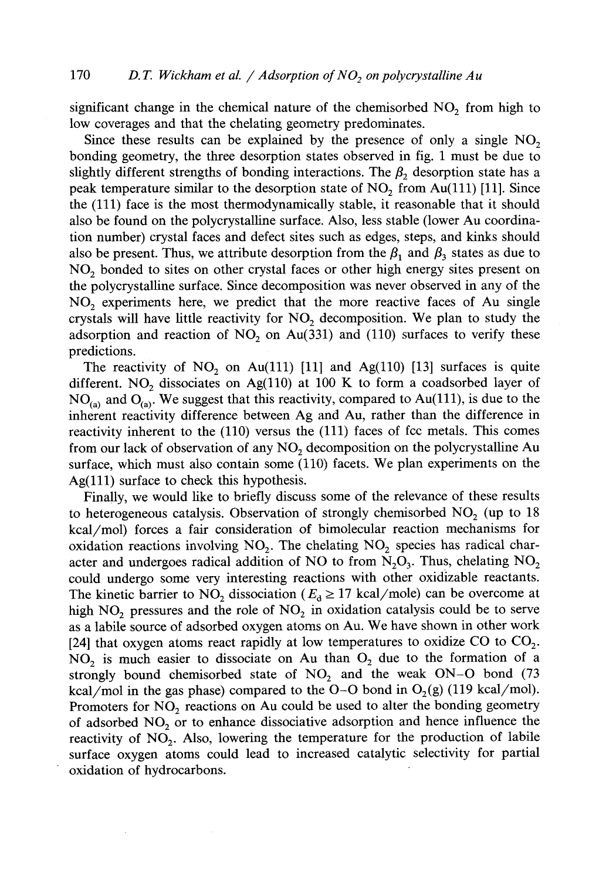significant change in the chemical nature of the chemisorbed $NO_2$ from high to low coverages and that the chelating geometry predominates.

Since these results can be explained by the presence of only a single $NO_2$ bonding geometry, the three desorption states observed in fig. 1 must be due to slightly different strengths of bonding interactions. The $\beta_2$ desorption state has a peak temperature similar to the desorption state of $NO_2$ from Au(111) [11]. Since the (111) face is the most thermodynamically stable, it reasonable that it should also be found on the polycrystalline surface. Also, less stable (lower Au coordination number) crystal faces and defect sites such as edges, steps, and kinks should also be present. Thus, we attribute desorption from the $\beta_1$ and $\beta_3$ states as due to $NO_2$ bonded to sites on other crystal faces or other high energy sites present on the polycrystalline surface. Since decomposition was never observed in any of the $NO_2$ experiments here, we predict that the more reactive faces of Au single crystals will have little reactivity for $NO_2$ decomposition. We plan to study the adsorption and reaction of $NO_2$ on Au(331) and (110) surfaces to verify these predictions.

The reactivity of $NO_2$ on Au(111) [11] and Ag(110) [13] surfaces is quite different. $NO_2$ dissociates on Ag(110) at 100 K to form a coadsorbed layer of $NO_{(a)}$ and $O_{(a)}$. We suggest that this reactivity, compared to Au(111), is due to the inherent reactivity difference between Ag and Au, rather than the difference in reactivity inherent to the (110) versus the (111) faces of fcc metals. This comes from our lack of observation of any $NO_2$ decomposition on the polycrystalline Au surface, which must also contain some (110) facets. We plan experiments on the Ag(111) surface to check this hypothesis.

Finally, we would like to briefly discuss some of the relevance of these results to heterogeneous catalysis. Observation of strongly chemisorbed $NO_2$ (up to 18 kcal/mol) forces a fair consideration of bimolecular reaction mechanisms for oxidation reactions involving $NO_2$. The chelating $NO_2$ species has radical character and undergoes radical addition of NO to from $N_2O_3$. Thus, chelating $NO_2$ could undergo some very interesting reactions with other oxidizable reactants. The kinetic barrier to $NO_2$ dissociation ($E_d \geq 17$ kcal/mole) can be overcome at high $NO_2$ pressures and the role of $NO_2$ in oxidation catalysis could be to serve as a labile source of adsorbed oxygen atoms on Au. We have shown in other work [24] that oxygen atoms react rapidly at low temperatures to oxidize CO to $CO_2$. $NO_2$ is much easier to dissociate on Au than $O_2$ due to the formation of a strongly bound chemisorbed state of $NO_2$ and the weak ON–O bond (73 kcal/mol in the gas phase) compared to the O–O bond in $O_2(g)$ (119 kcal/mol). Promoters for $NO_2$ reactions on Au could be used to alter the bonding geometry of adsorbed $NO_2$ or to enhance dissociative adsorption and hence influence the reactivity of $NO_2$. Also, lowering the temperature for the production of labile surface oxygen atoms could lead to increased catalytic selectivity for partial oxidation of hydrocarbons.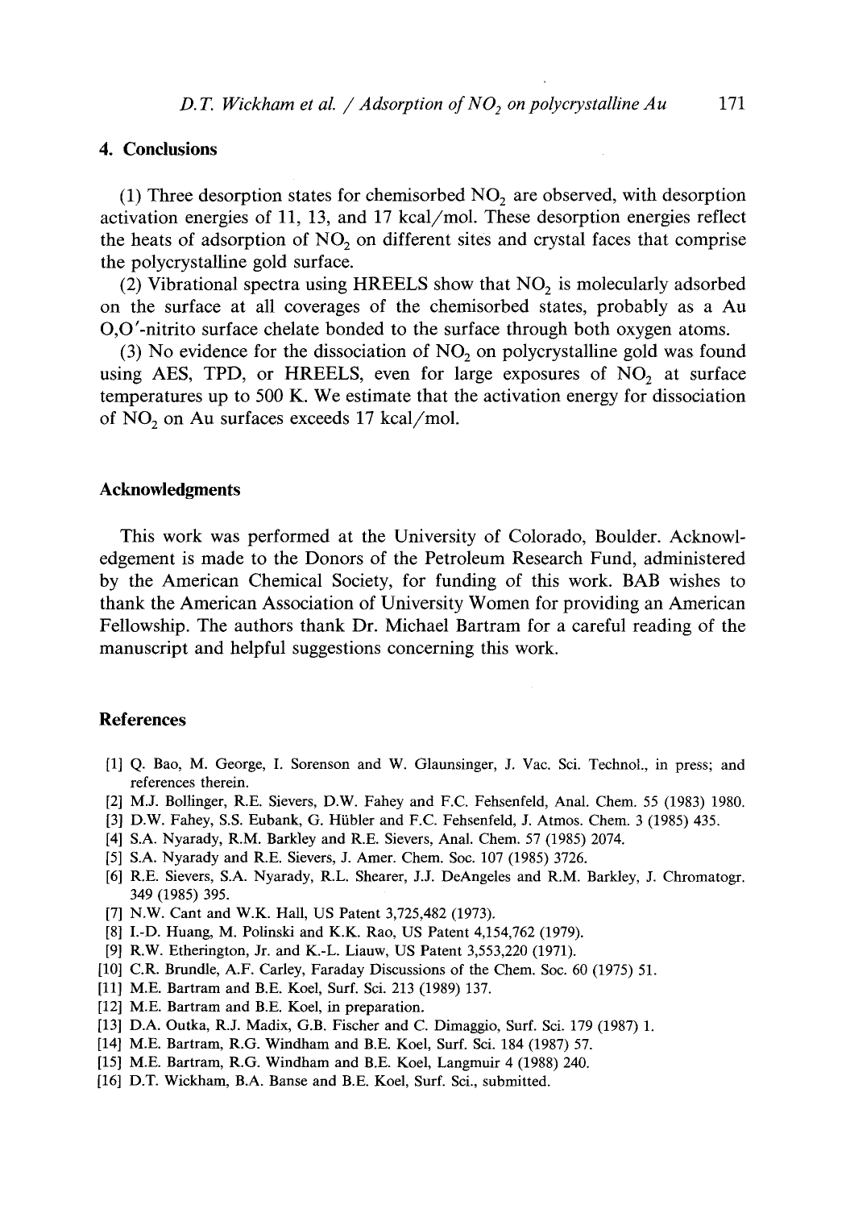## 4. Conclusions

(1) Three desorption states for chemisorbed $NO_2$ are observed, with desorption activation energies of 11, 13, and 17 kcal/mol. These desorption energies reflect the heats of adsorption of $NO_2$ on different sites and crystal faces that comprise the polycrystalline gold surface.

(2) Vibrational spectra using HREELS show that $NO_2$ is molecularly adsorbed on the surface at all coverages of the chemisorbed states, probably as a Au O,O′-nitrito surface chelate bonded to the surface through both oxygen atoms.

(3) No evidence for the dissociation of $NO_2$ on polycrystalline gold was found using AES, TPD, or HREELS, even for large exposures of $NO_2$ at surface temperatures up to 500 K. We estimate that the activation energy for dissociation of $NO_2$ on Au surfaces exceeds 17 kcal/mol.

## Acknowledgments

This work was performed at the University of Colorado, Boulder. Acknowledgement is made to the Donors of the Petroleum Research Fund, administered by the American Chemical Society, for funding of this work. BAB wishes to thank the American Association of University Women for providing an American Fellowship. The authors thank Dr. Michael Bartram for a careful reading of the manuscript and helpful suggestions concerning this work.

## References

[1] Q. Bao, M. George, I. Sorenson and W. Glaunsinger, J. Vac. Sci. Technol., in press; and references therein.

[2] M.J. Bollinger, R.E. Sievers, D.W. Fahey and F.C. Fehsenfeld, Anal. Chem. 55 (1983) 1980.

[3] D.W. Fahey, S.S. Eubank, G. Hübler and F.C. Fehsenfeld, J. Atmos. Chem. 3 (1985) 435.

[4] S.A. Nyarady, R.M. Barkley and R.E. Sievers, Anal. Chem. 57 (1985) 2074.

[5] S.A. Nyarady and R.E. Sievers, J. Amer. Chem. Soc. 107 (1985) 3726.

[6] R.E. Sievers, S.A. Nyarady, R.L. Shearer, J.J. DeAngeles and R.M. Barkley, J. Chromatogr. 349 (1985) 395.

[7] N.W. Cant and W.K. Hall, US Patent 3,725,482 (1973).

[8] I.-D. Huang, M. Polinski and K.K. Rao, US Patent 4,154,762 (1979).

[9] R.W. Etherington, Jr. and K.-L. Liauw, US Patent 3,553,220 (1971).

[10] C.R. Brundle, A.F. Carley, Faraday Discussions of the Chem. Soc. 60 (1975) 51.

[11] M.E. Bartram and B.E. Koel, Surf. Sci. 213 (1989) 137.

[12] M.E. Bartram and B.E. Koel, in preparation.

[13] D.A. Outka, R.J. Madix, G.B. Fischer and C. Dimaggio, Surf. Sci. 179 (1987) 1.

[14] M.E. Bartram, R.G. Windham and B.E. Koel, Surf. Sci. 184 (1987) 57.

[15] M.E. Bartram, R.G. Windham and B.E. Koel, Langmuir 4 (1988) 240.

[16] D.T. Wickham, B.A. Banse and B.E. Koel, Surf. Sci., submitted.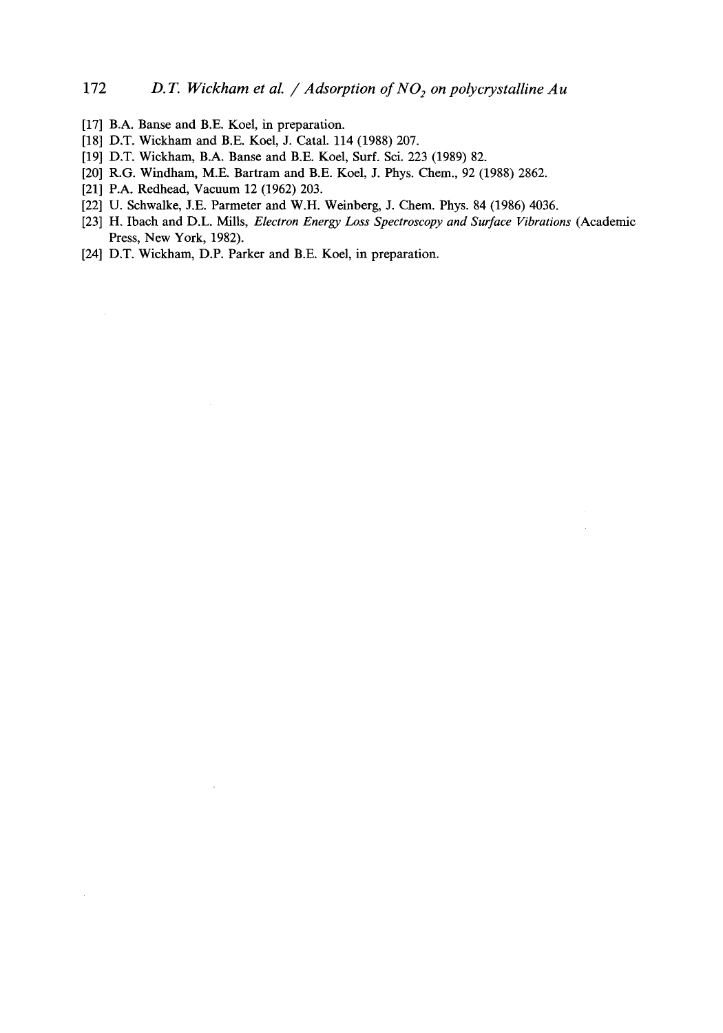[17] B.A. Banse and B.E. Koel, in preparation.

[18] D.T. Wickham and B.E. Koel, J. Catal. 114 (1988) 207.

[19] D.T. Wickham, B.A. Banse and B.E. Koel, Surf. Sci. 223 (1989) 82.

[20] R.G. Windham, M.E. Bartram and B.E. Koel, J. Phys. Chem., 92 (1988) 2862.

[21] P.A. Redhead, Vacuum 12 (1962) 203.

[22] U. Schwalke, J.E. Parmeter and W.H. Weinberg, J. Chem. Phys. 84 (1986) 4036.

[23] H. Ibach and D.L. Mills, *Electron Energy Loss Spectroscopy and Surface Vibrations* (Academic Press, New York, 1982).

[24] D.T. Wickham, D.P. Parker and B.E. Koel, in preparation.